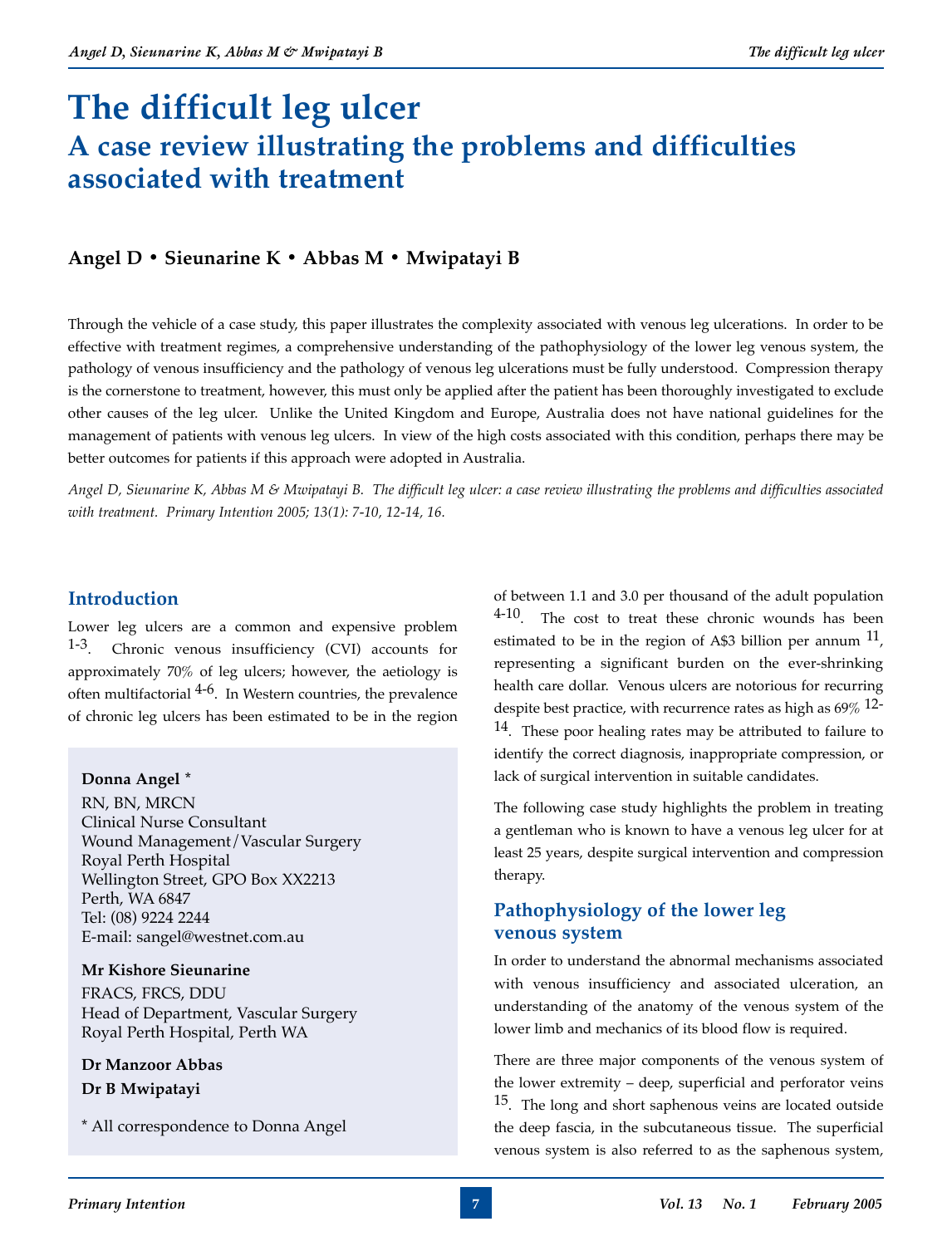# The difficult leg ulcer

## A case review illustrating the problems and difficulties associated with treatment

**Angel D • Sieunarine K • Abbas M • Mwipatayi B**

Through the vehicle of a case study, this paper illustrates the complexity associated with venous leg ulcerations. In order to be effective with treatment regimes, a comprehensive understanding of the pathophysiology of the lower leg venous system, the pathology of venous insufficiency and the pathology of venous leg ulcerations must be fully understood. Compression therapy is the cornerstone to treatment, however, this must only be applied after the patient has been thoroughly investigated to exclude other causes of the leg ulcer. Unlike the United Kingdom and Europe, Australia does not have national guidelines for the management of patients with venous leg ulcers. In view of the high costs associated with this condition, perhaps there may be better outcomes for patients if this approach were adopted in Australia.

*Angel D, Sieunarine K, Abbas M & Mwipatayi B. The difficult leg ulcer: a case review illustrating the problems and difficulties associated with treatment. Primary Intention 2005; 13(1): 7-10, 12-14, 16.*

## Introduction

Lower leg ulcers are a common and expensive problem [1-3]. Chronic venous insufficiency (CVI) accounts for approximately 70% of leg ulcers; however, the aetiology is often multifactorial [4-6]. In Western countries, the prevalence of chronic leg ulcers has been estimated to be in the region of between 1.1 and 3.0 per thousand of the adult population [4-10]. The cost to treat these chronic wounds has been estimated to be in the region of A$3 billion per annum [11], representing a significant burden on the ever-shrinking health care dollar. Venous ulcers are notorious for recurring despite best practice, with recurrence rates as high as 69% [12-14]. These poor healing rates may be attributed to failure to identify the correct diagnosis, inappropriate compression, or lack of surgical intervention in suitable candidates.

The following case study highlights the problem in treating a gentleman who is known to have a venous leg ulcer for at least 25 years, despite surgical intervention and compression therapy.

**Donna Angel** *
RN, BN, MRCN
Clinical Nurse Consultant
Wound Management/Vascular Surgery
Royal Perth Hospital
Wellington Street, GPO Box XX2213
Perth, WA 6847
Tel: (08) 9224 2244
E-mail: sangel@westnet.com.au

**Mr Kishore Sieunarine**
FRACS, FRCS, DDU
Head of Department, Vascular Surgery
Royal Perth Hospital, Perth WA

**Dr Manzoor Abbas**

**Dr B Mwipatayi**

* All correspondence to Donna Angel

## Pathophysiology of the lower leg venous system

In order to understand the abnormal mechanisms associated with venous insufficiency and associated ulceration, an understanding of the anatomy of the venous system of the lower limb and mechanics of its blood flow is required.

There are three major components of the venous system of the lower extremity – deep, superficial and perforator veins [15]. The long and short saphenous veins are located outside the deep fascia, in the subcutaneous tissue. The superficial venous system is also referred to as the saphenous system,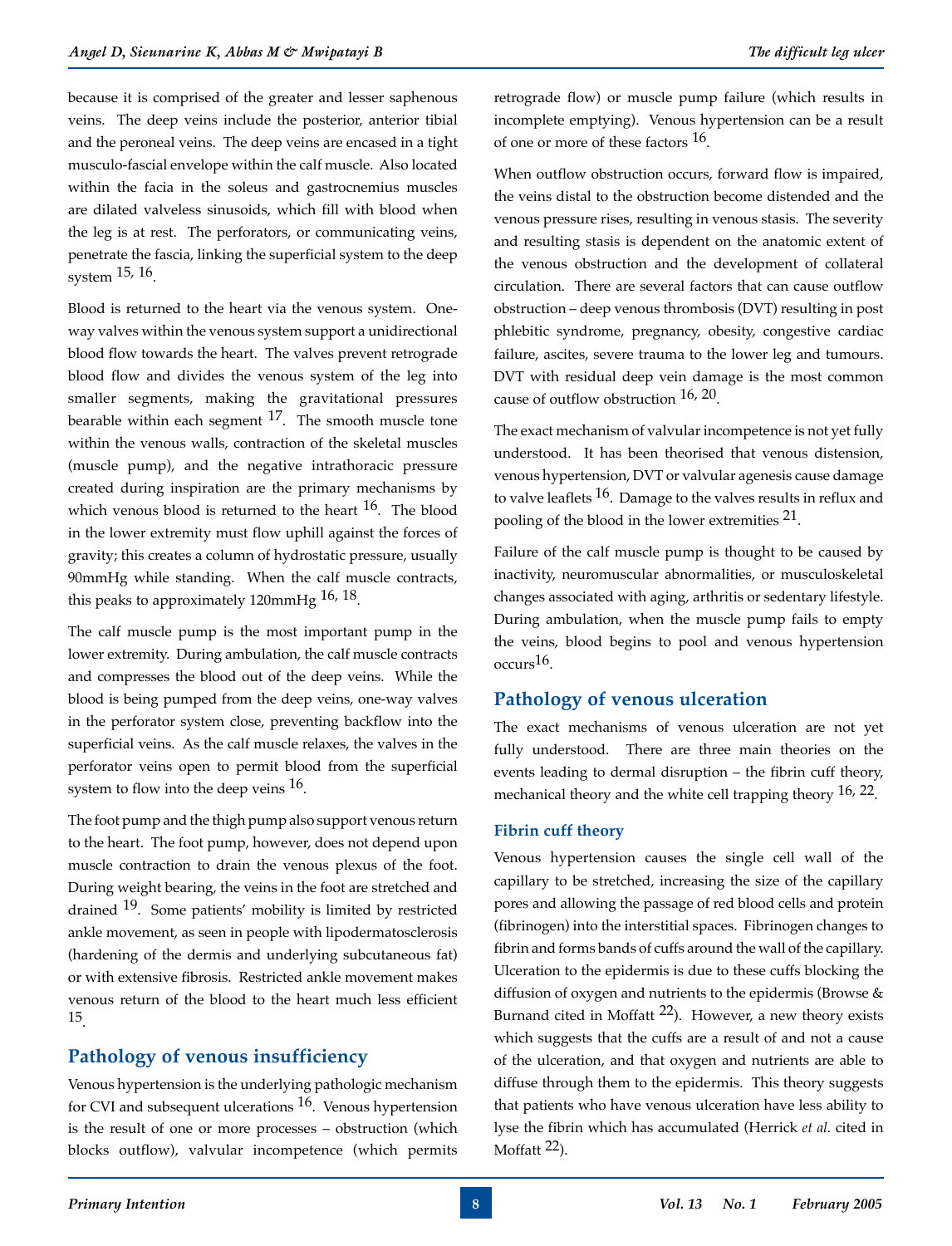because it is comprised of the greater and lesser saphenous veins. The deep veins include the posterior, anterior tibial and the peroneal veins. The deep veins are encased in a tight musculo-fascial envelope within the calf muscle. Also located within the facia in the soleus and gastrocnemius muscles are dilated valveless sinusoids, which fill with blood when the leg is at rest. The perforators, or communicating veins, penetrate the fascia, linking the superficial system to the deep system [15, 16].

Blood is returned to the heart via the venous system. One-way valves within the venous system support a unidirectional blood flow towards the heart. The valves prevent retrograde blood flow and divides the venous system of the leg into smaller segments, making the gravitational pressures bearable within each segment [17]. The smooth muscle tone within the venous walls, contraction of the skeletal muscles (muscle pump), and the negative intrathoracic pressure created during inspiration are the primary mechanisms by which venous blood is returned to the heart [16]. The blood in the lower extremity must flow uphill against the forces of gravity; this creates a column of hydrostatic pressure, usually 90mmHg while standing. When the calf muscle contracts, this peaks to approximately 120mmHg [16, 18].

The calf muscle pump is the most important pump in the lower extremity. During ambulation, the calf muscle contracts and compresses the blood out of the deep veins. While the blood is being pumped from the deep veins, one-way valves in the perforator system close, preventing backflow into the superficial veins. As the calf muscle relaxes, the valves in the perforator veins open to permit blood from the superficial system to flow into the deep veins [16].

The foot pump and the thigh pump also support venous return to the heart. The foot pump, however, does not depend upon muscle contraction to drain the venous plexus of the foot. During weight bearing, the veins in the foot are stretched and drained [19]. Some patients' mobility is limited by restricted ankle movement, as seen in people with lipodermatosclerosis (hardening of the dermis and underlying subcutaneous fat) or with extensive fibrosis. Restricted ankle movement makes venous return of the blood to the heart much less efficient [15].

## Pathology of venous insufficiency

Venous hypertension is the underlying pathologic mechanism for CVI and subsequent ulcerations [16]. Venous hypertension is the result of one or more processes – obstruction (which blocks outflow), valvular incompetence (which permits retrograde flow) or muscle pump failure (which results in incomplete emptying). Venous hypertension can be a result of one or more of these factors [16].

When outflow obstruction occurs, forward flow is impaired, the veins distal to the obstruction become distended and the venous pressure rises, resulting in venous stasis. The severity and resulting stasis is dependent on the anatomic extent of the venous obstruction and the development of collateral circulation. There are several factors that can cause outflow obstruction – deep venous thrombosis (DVT) resulting in post phlebitic syndrome, pregnancy, obesity, congestive cardiac failure, ascites, severe trauma to the lower leg and tumours. DVT with residual deep vein damage is the most common cause of outflow obstruction [16, 20].

The exact mechanism of valvular incompetence is not yet fully understood. It has been theorised that venous distension, venous hypertension, DVT or valvular agenesis cause damage to valve leaflets [16]. Damage to the valves results in reflux and pooling of the blood in the lower extremities [21].

Failure of the calf muscle pump is thought to be caused by inactivity, neuromuscular abnormalities, or musculoskeletal changes associated with aging, arthritis or sedentary lifestyle. During ambulation, when the muscle pump fails to empty the veins, blood begins to pool and venous hypertension occurs[16].

## Pathology of venous ulceration

The exact mechanisms of venous ulceration are not yet fully understood. There are three main theories on the events leading to dermal disruption – the fibrin cuff theory, mechanical theory and the white cell trapping theory [16, 22].

### Fibrin cuff theory

Venous hypertension causes the single cell wall of the capillary to be stretched, increasing the size of the capillary pores and allowing the passage of red blood cells and protein (fibrinogen) into the interstitial spaces. Fibrinogen changes to fibrin and forms bands of cuffs around the wall of the capillary. Ulceration to the epidermis is due to these cuffs blocking the diffusion of oxygen and nutrients to the epidermis (Browse & Burnand cited in Moffatt [22]). However, a new theory exists which suggests that the cuffs are a result of and not a cause of the ulceration, and that oxygen and nutrients are able to diffuse through them to the epidermis. This theory suggests that patients who have venous ulceration have less ability to lyse the fibrin which has accumulated (Herrick *et al.* cited in Moffatt [22]).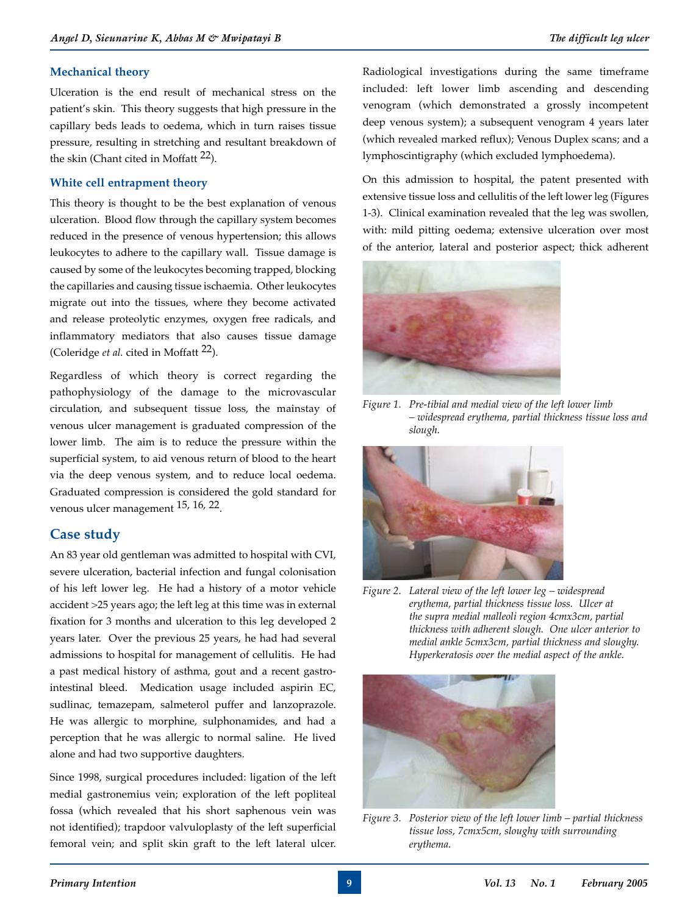### Mechanical theory

Ulceration is the end result of mechanical stress on the patient's skin. This theory suggests that high pressure in the capillary beds leads to oedema, which in turn raises tissue pressure, resulting in stretching and resultant breakdown of the skin (Chant cited in Moffatt [22]).

### White cell entrapment theory

This theory is thought to be the best explanation of venous ulceration. Blood flow through the capillary system becomes reduced in the presence of venous hypertension; this allows leukocytes to adhere to the capillary wall. Tissue damage is caused by some of the leukocytes becoming trapped, blocking the capillaries and causing tissue ischaemia. Other leukocytes migrate out into the tissues, where they become activated and release proteolytic enzymes, oxygen free radicals, and inflammatory mediators that also causes tissue damage (Coleridge *et al.* cited in Moffatt [22]).

Regardless of which theory is correct regarding the pathophysiology of the damage to the microvascular circulation, and subsequent tissue loss, the mainstay of venous ulcer management is graduated compression of the lower limb. The aim is to reduce the pressure within the superficial system, to aid venous return of blood to the heart via the deep venous system, and to reduce local oedema. Graduated compression is considered the gold standard for venous ulcer management [15, 16, 22].

## Case study

An 83 year old gentleman was admitted to hospital with CVI, severe ulceration, bacterial infection and fungal colonisation of his left lower leg. He had a history of a motor vehicle accident >25 years ago; the left leg at this time was in external fixation for 3 months and ulceration to this leg developed 2 years later. Over the previous 25 years, he had had several admissions to hospital for management of cellulitis. He had a past medical history of asthma, gout and a recent gastro-intestinal bleed. Medication usage included aspirin EC, sudlinac, temazepam, salmeterol puffer and lanzoprazole. He was allergic to morphine, sulphonamides, and had a perception that he was allergic to normal saline. He lived alone and had two supportive daughters.

Since 1998, surgical procedures included: ligation of the left medial gastronemius vein; exploration of the left popliteal fossa (which revealed that his short saphenous vein was not identified); trapdoor valvuloplasty of the left superficial femoral vein; and split skin graft to the left lateral ulcer. Radiological investigations during the same timeframe included: left lower limb ascending and descending venogram (which demonstrated a grossly incompetent deep venous system); a subsequent venogram 4 years later (which revealed marked reflux); Venous Duplex scans; and a lymphoscintigraphy (which excluded lymphoedema).

On this admission to hospital, the patent presented with extensive tissue loss and cellulitis of the left lower leg (Figures 1-3). Clinical examination revealed that the leg was swollen, with: mild pitting oedema; extensive ulceration over most of the anterior, lateral and posterior aspect; thick adherent

*Figure 1. Pre-tibial and medial view of the left lower limb – widespread erythema, partial thickness tissue loss and slough.*

*Figure 2. Lateral view of the left lower leg – widespread erythema, partial thickness tissue loss. Ulcer at the supra medial malleoli region 4cmx3cm, partial thickness with adherent slough. One ulcer anterior to medial ankle 5cmx3cm, partial thickness and sloughy. Hyperkeratosis over the medial aspect of the ankle.*

*Figure 3. Posterior view of the left lower limb – partial thickness tissue loss, 7cmx5cm, sloughy with surrounding erythema.*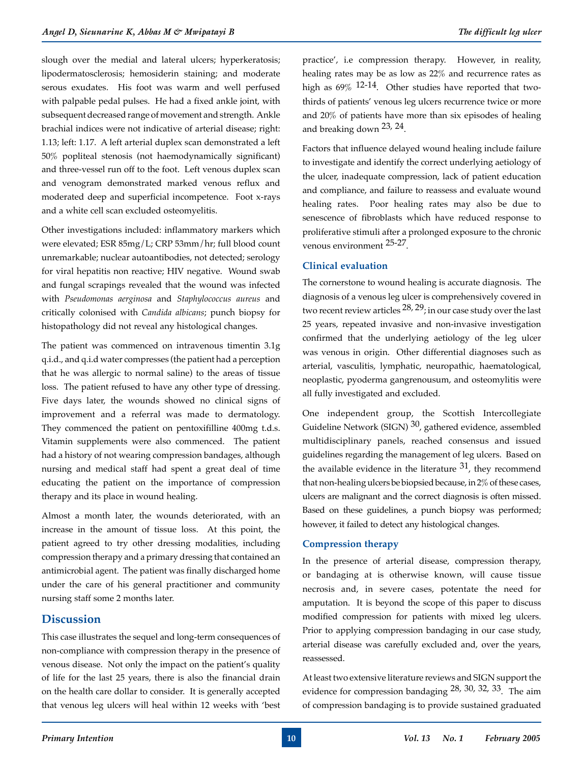slough over the medial and lateral ulcers; hyperkeratosis; lipodermatosclerosis; hemosiderin staining; and moderate serous exudates. His foot was warm and well perfused with palpable pedal pulses. He had a fixed ankle joint, with subsequent decreased range of movement and strength. Ankle brachial indices were not indicative of arterial disease; right: 1.13; left: 1.17. A left arterial duplex scan demonstrated a left 50% popliteal stenosis (not haemodynamically significant) and three-vessel run off to the foot. Left venous duplex scan and venogram demonstrated marked venous reflux and moderated deep and superficial incompetence. Foot x-rays and a white cell scan excluded osteomyelitis.

Other investigations included: inflammatory markers which were elevated; ESR 85mg/L; CRP 53mm/hr; full blood count unremarkable; nuclear autoantibodies, not detected; serology for viral hepatitis non reactive; HIV negative. Wound swab and fungal scrapings revealed that the wound was infected with *Pseudomonas aerginosa* and *Staphylococcus aureus* and critically colonised with *Candida albicans*; punch biopsy for histopathology did not reveal any histological changes.

The patient was commenced on intravenous timentin 3.1g q.i.d., and q.i.d water compresses (the patient had a perception that he was allergic to normal saline) to the areas of tissue loss. The patient refused to have any other type of dressing. Five days later, the wounds showed no clinical signs of improvement and a referral was made to dermatology. They commenced the patient on pentoxifilline 400mg t.d.s. Vitamin supplements were also commenced. The patient had a history of not wearing compression bandages, although nursing and medical staff had spent a great deal of time educating the patient on the importance of compression therapy and its place in wound healing.

Almost a month later, the wounds deteriorated, with an increase in the amount of tissue loss. At this point, the patient agreed to try other dressing modalities, including compression therapy and a primary dressing that contained an antimicrobial agent. The patient was finally discharged home under the care of his general practitioner and community nursing staff some 2 months later.

## Discussion

This case illustrates the sequel and long-term consequences of non-compliance with compression therapy in the presence of venous disease. Not only the impact on the patient's quality of life for the last 25 years, there is also the financial drain on the health care dollar to consider. It is generally accepted that venous leg ulcers will heal within 12 weeks with 'best practice', i.e compression therapy. However, in reality, healing rates may be as low as 22% and recurrence rates as high as 69% [12-14]. Other studies have reported that two-thirds of patients' venous leg ulcers recurrence twice or more and 20% of patients have more than six episodes of healing and breaking down [23, 24].

Factors that influence delayed wound healing include failure to investigate and identify the correct underlying aetiology of the ulcer, inadequate compression, lack of patient education and compliance, and failure to reassess and evaluate wound healing rates. Poor healing rates may also be due to senescence of fibroblasts which have reduced response to proliferative stimuli after a prolonged exposure to the chronic venous environment [25-27].

### Clinical evaluation

The cornerstone to wound healing is accurate diagnosis. The diagnosis of a venous leg ulcer is comprehensively covered in two recent review articles [28, 29]; in our case study over the last 25 years, repeated invasive and non-invasive investigation confirmed that the underlying aetiology of the leg ulcer was venous in origin. Other differential diagnoses such as arterial, vasculitis, lymphatic, neuropathic, haematological, neoplastic, pyoderma gangrenousum, and osteomylitis were all fully investigated and excluded.

One independent group, the Scottish Intercollegiate Guideline Network (SIGN) [30], gathered evidence, assembled multidisciplinary panels, reached consensus and issued guidelines regarding the management of leg ulcers. Based on the available evidence in the literature [31], they recommend that non-healing ulcers be biopsied because, in 2% of these cases, ulcers are malignant and the correct diagnosis is often missed. Based on these guidelines, a punch biopsy was performed; however, it failed to detect any histological changes.

### Compression therapy

In the presence of arterial disease, compression therapy, or bandaging at is otherwise known, will cause tissue necrosis and, in severe cases, potentate the need for amputation. It is beyond the scope of this paper to discuss modified compression for patients with mixed leg ulcers. Prior to applying compression bandaging in our case study, arterial disease was carefully excluded and, over the years, reassessed.

At least two extensive literature reviews and SIGN support the evidence for compression bandaging [28, 30, 32, 33]. The aim of compression bandaging is to provide sustained graduated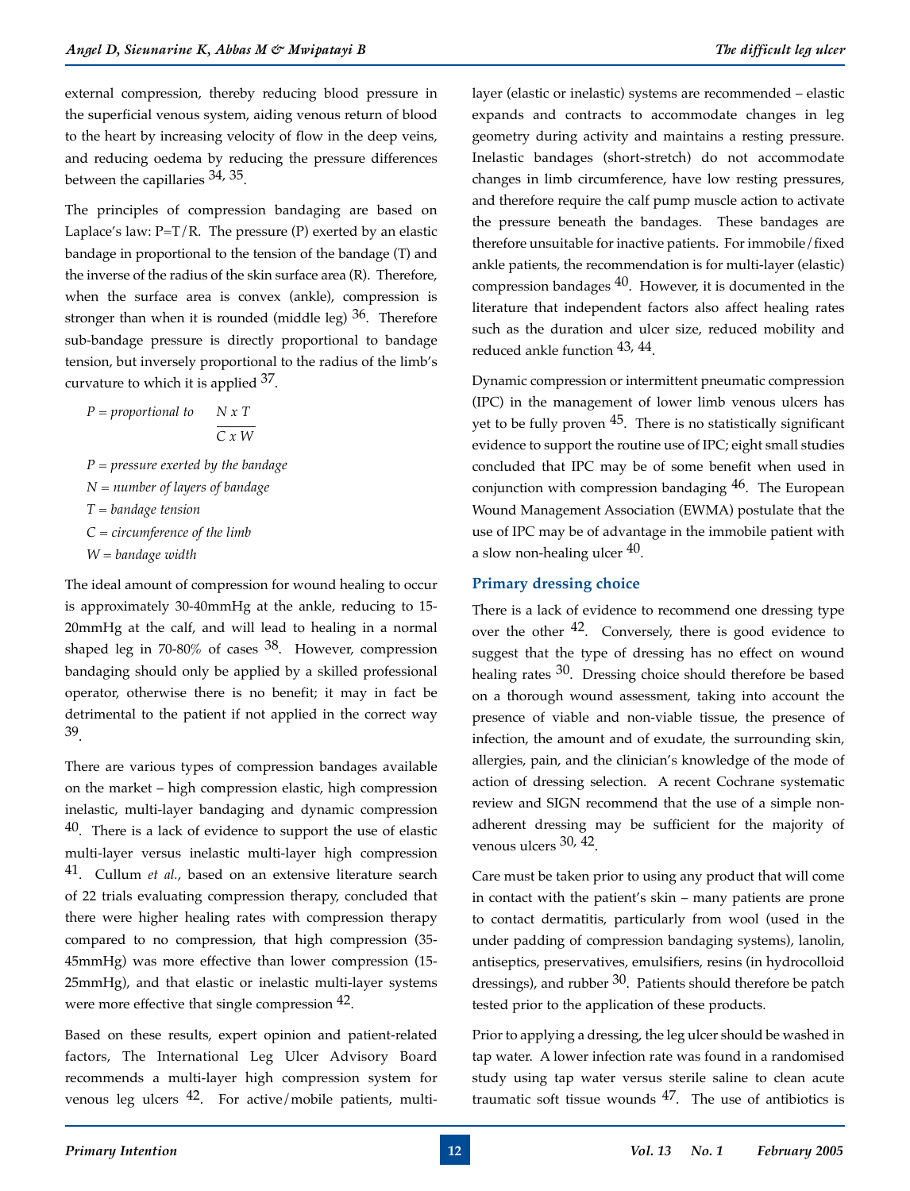external compression, thereby reducing blood pressure in the superficial venous system, aiding venous return of blood to the heart by increasing velocity of flow in the deep veins, and reducing oedema by reducing the pressure differences between the capillaries [34, 35].

The principles of compression bandaging are based on Laplace's law: P=T/R. The pressure (P) exerted by an elastic bandage in proportional to the tension of the bandage (T) and the inverse of the radius of the skin surface area (R). Therefore, when the surface area is convex (ankle), compression is stronger than when it is rounded (middle leg) [36]. Therefore sub-bandage pressure is directly proportional to bandage tension, but inversely proportional to the radius of the limb's curvature to which it is applied [37].

$$P = \text{proportional to} \quad \frac{N \times T}{C \times W}$$

*P = pressure exerted by the bandage*
*N = number of layers of bandage*
*T = bandage tension*
*C = circumference of the limb*
*W = bandage width*

The ideal amount of compression for wound healing to occur is approximately 30-40mmHg at the ankle, reducing to 15-20mmHg at the calf, and will lead to healing in a normal shaped leg in 70-80% of cases [38]. However, compression bandaging should only be applied by a skilled professional operator, otherwise there is no benefit; it may in fact be detrimental to the patient if not applied in the correct way [39].

There are various types of compression bandages available on the market – high compression elastic, high compression inelastic, multi-layer bandaging and dynamic compression [40]. There is a lack of evidence to support the use of elastic multi-layer versus inelastic multi-layer high compression [41]. Cullum *et al.*, based on an extensive literature search of 22 trials evaluating compression therapy, concluded that there were higher healing rates with compression therapy compared to no compression, that high compression (35-45mmHg) was more effective than lower compression (15-25mmHg), and that elastic or inelastic multi-layer systems were more effective that single compression [42].

Based on these results, expert opinion and patient-related factors, The International Leg Ulcer Advisory Board recommends a multi-layer high compression system for venous leg ulcers [42]. For active/mobile patients, multi-layer (elastic or inelastic) systems are recommended – elastic expands and contracts to accommodate changes in leg geometry during activity and maintains a resting pressure. Inelastic bandages (short-stretch) do not accommodate changes in limb circumference, have low resting pressures, and therefore require the calf pump muscle action to activate the pressure beneath the bandages. These bandages are therefore unsuitable for inactive patients. For immobile/fixed ankle patients, the recommendation is for multi-layer (elastic) compression bandages [40]. However, it is documented in the literature that independent factors also affect healing rates such as the duration and ulcer size, reduced mobility and reduced ankle function [43, 44].

Dynamic compression or intermittent pneumatic compression (IPC) in the management of lower limb venous ulcers has yet to be fully proven [45]. There is no statistically significant evidence to support the routine use of IPC; eight small studies concluded that IPC may be of some benefit when used in conjunction with compression bandaging [46]. The European Wound Management Association (EWMA) postulate that the use of IPC may be of advantage in the immobile patient with a slow non-healing ulcer [40].

### Primary dressing choice

There is a lack of evidence to recommend one dressing type over the other [42]. Conversely, there is good evidence to suggest that the type of dressing has no effect on wound healing rates [30]. Dressing choice should therefore be based on a thorough wound assessment, taking into account the presence of viable and non-viable tissue, the presence of infection, the amount and of exudate, the surrounding skin, allergies, pain, and the clinician's knowledge of the mode of action of dressing selection. A recent Cochrane systematic review and SIGN recommend that the use of a simple non-adherent dressing may be sufficient for the majority of venous ulcers [30, 42].

Care must be taken prior to using any product that will come in contact with the patient's skin – many patients are prone to contact dermatitis, particularly from wool (used in the under padding of compression bandaging systems), lanolin, antiseptics, preservatives, emulsifiers, resins (in hydrocolloid dressings), and rubber [30]. Patients should therefore be patch tested prior to the application of these products.

Prior to applying a dressing, the leg ulcer should be washed in tap water. A lower infection rate was found in a randomised study using tap water versus sterile saline to clean acute traumatic soft tissue wounds [47]. The use of antibiotics is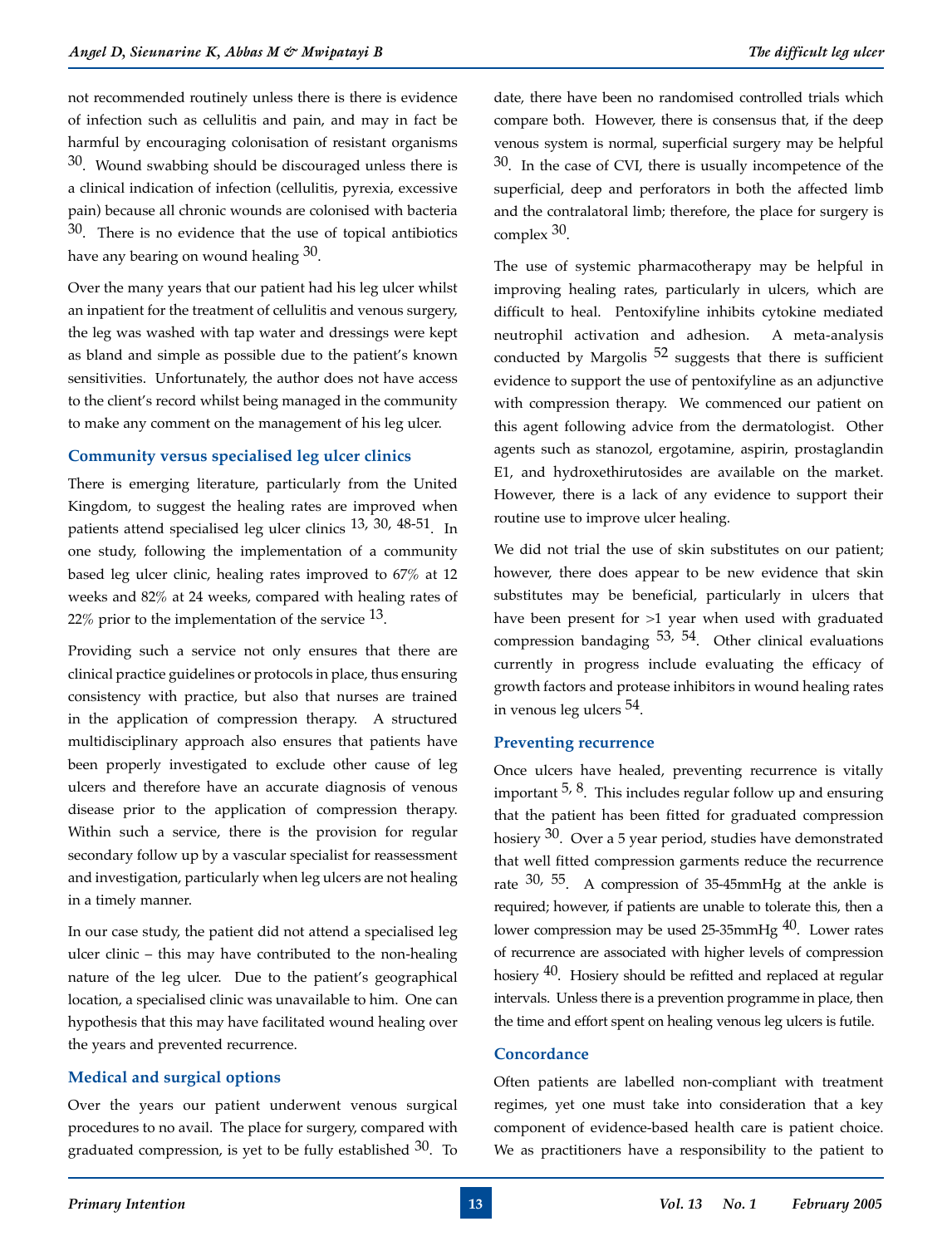not recommended routinely unless there is there is evidence of infection such as cellulitis and pain, and may in fact be harmful by encouraging colonisation of resistant organisms [30]. Wound swabbing should be discouraged unless there is a clinical indication of infection (cellulitis, pyrexia, excessive pain) because all chronic wounds are colonised with bacteria [30]. There is no evidence that the use of topical antibiotics have any bearing on wound healing [30].

Over the many years that our patient had his leg ulcer whilst an inpatient for the treatment of cellulitis and venous surgery, the leg was washed with tap water and dressings were kept as bland and simple as possible due to the patient's known sensitivities. Unfortunately, the author does not have access to the client's record whilst being managed in the community to make any comment on the management of his leg ulcer.

### Community versus specialised leg ulcer clinics

There is emerging literature, particularly from the United Kingdom, to suggest the healing rates are improved when patients attend specialised leg ulcer clinics [13, 30, 48-51]. In one study, following the implementation of a community based leg ulcer clinic, healing rates improved to 67% at 12 weeks and 82% at 24 weeks, compared with healing rates of 22% prior to the implementation of the service [13].

Providing such a service not only ensures that there are clinical practice guidelines or protocols in place, thus ensuring consistency with practice, but also that nurses are trained in the application of compression therapy. A structured multidisciplinary approach also ensures that patients have been properly investigated to exclude other cause of leg ulcers and therefore have an accurate diagnosis of venous disease prior to the application of compression therapy. Within such a service, there is the provision for regular secondary follow up by a vascular specialist for reassessment and investigation, particularly when leg ulcers are not healing in a timely manner.

In our case study, the patient did not attend a specialised leg ulcer clinic – this may have contributed to the non-healing nature of the leg ulcer. Due to the patient's geographical location, a specialised clinic was unavailable to him. One can hypothesis that this may have facilitated wound healing over the years and prevented recurrence.

### Medical and surgical options

Over the years our patient underwent venous surgical procedures to no avail. The place for surgery, compared with graduated compression, is yet to be fully established [30]. To date, there have been no randomised controlled trials which compare both. However, there is consensus that, if the deep venous system is normal, superficial surgery may be helpful [30]. In the case of CVI, there is usually incompetence of the superficial, deep and perforators in both the affected limb and the contralatoral limb; therefore, the place for surgery is complex [30].

The use of systemic pharmacotherapy may be helpful in improving healing rates, particularly in ulcers, which are difficult to heal. Pentoxifyline inhibits cytokine mediated neutrophil activation and adhesion. A meta-analysis conducted by Margolis [52] suggests that there is sufficient evidence to support the use of pentoxifyline as an adjunctive with compression therapy. We commenced our patient on this agent following advice from the dermatologist. Other agents such as stanozol, ergotamine, aspirin, prostaglandin E1, and hydroxethirutosides are available on the market. However, there is a lack of any evidence to support their routine use to improve ulcer healing.

We did not trial the use of skin substitutes on our patient; however, there does appear to be new evidence that skin substitutes may be beneficial, particularly in ulcers that have been present for >1 year when used with graduated compression bandaging [53, 54]. Other clinical evaluations currently in progress include evaluating the efficacy of growth factors and protease inhibitors in wound healing rates in venous leg ulcers [54].

### Preventing recurrence

Once ulcers have healed, preventing recurrence is vitally important [5, 8]. This includes regular follow up and ensuring that the patient has been fitted for graduated compression hosiery [30]. Over a 5 year period, studies have demonstrated that well fitted compression garments reduce the recurrence rate [30, 55]. A compression of 35-45mmHg at the ankle is required; however, if patients are unable to tolerate this, then a lower compression may be used 25-35mmHg [40]. Lower rates of recurrence are associated with higher levels of compression hosiery [40]. Hosiery should be refitted and replaced at regular intervals. Unless there is a prevention programme in place, then the time and effort spent on healing venous leg ulcers is futile.

### Concordance

Often patients are labelled non-compliant with treatment regimes, yet one must take into consideration that a key component of evidence-based health care is patient choice. We as practitioners have a responsibility to the patient to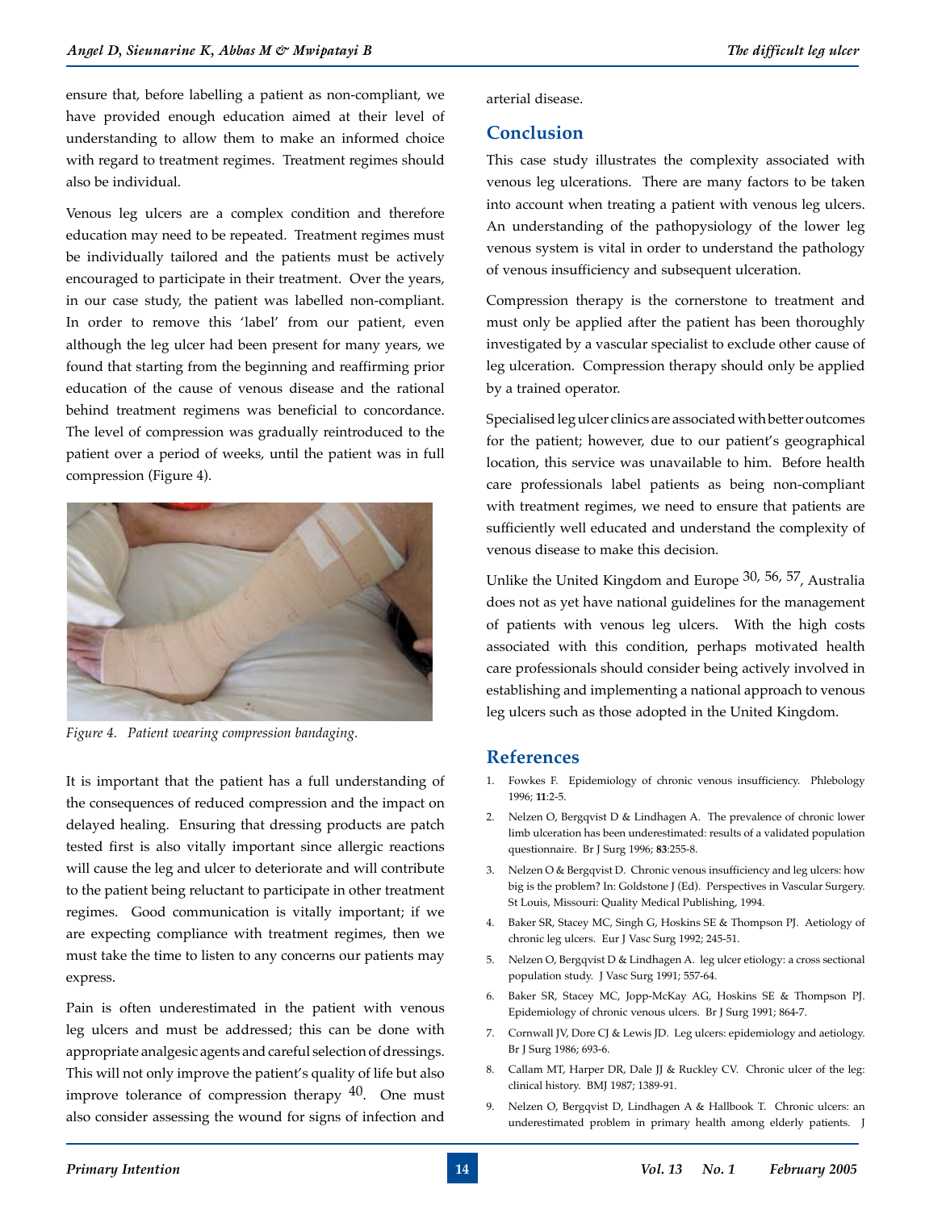ensure that, before labelling a patient as non-compliant, we have provided enough education aimed at their level of understanding to allow them to make an informed choice with regard to treatment regimes. Treatment regimes should also be individual.

Venous leg ulcers are a complex condition and therefore education may need to be repeated. Treatment regimes must be individually tailored and the patients must be actively encouraged to participate in their treatment. Over the years, in our case study, the patient was labelled non-compliant. In order to remove this 'label' from our patient, even although the leg ulcer had been present for many years, we found that starting from the beginning and reaffirming prior education of the cause of venous disease and the rational behind treatment regimens was beneficial to concordance. The level of compression was gradually reintroduced to the patient over a period of weeks, until the patient was in full compression (Figure 4).

*Figure 4. Patient wearing compression bandaging.*

It is important that the patient has a full understanding of the consequences of reduced compression and the impact on delayed healing. Ensuring that dressing products are patch tested first is also vitally important since allergic reactions will cause the leg and ulcer to deteriorate and will contribute to the patient being reluctant to participate in other treatment regimes. Good communication is vitally important; if we are expecting compliance with treatment regimes, then we must take the time to listen to any concerns our patients may express.

Pain is often underestimated in the patient with venous leg ulcers and must be addressed; this can be done with appropriate analgesic agents and careful selection of dressings. This will not only improve the patient's quality of life but also improve tolerance of compression therapy [40]. One must also consider assessing the wound for signs of infection and arterial disease.

## Conclusion

This case study illustrates the complexity associated with venous leg ulcerations. There are many factors to be taken into account when treating a patient with venous leg ulcers. An understanding of the pathopysiology of the lower leg venous system is vital in order to understand the pathology of venous insufficiency and subsequent ulceration.

Compression therapy is the cornerstone to treatment and must only be applied after the patient has been thoroughly investigated by a vascular specialist to exclude other cause of leg ulceration. Compression therapy should only be applied by a trained operator.

Specialised leg ulcer clinics are associated with better outcomes for the patient; however, due to our patient's geographical location, this service was unavailable to him. Before health care professionals label patients as being non-compliant with treatment regimes, we need to ensure that patients are sufficiently well educated and understand the complexity of venous disease to make this decision.

Unlike the United Kingdom and Europe [30, 56, 57], Australia does not as yet have national guidelines for the management of patients with venous leg ulcers. With the high costs associated with this condition, perhaps motivated health care professionals should consider being actively involved in establishing and implementing a national approach to venous leg ulcers such as those adopted in the United Kingdom.

## References

1. Fowkes F. Epidemiology of chronic venous insufficiency. Phlebology 1996; **11**:2-5.
2. Nelzen O, Bergqvist D & Lindhagen A. The prevalence of chronic lower limb ulceration has been underestimated: results of a validated population questionnaire. Br J Surg 1996; **83**:255-8.
3. Nelzen O & Bergqvist D. Chronic venous insufficiency and leg ulcers: how big is the problem? In: Goldstone J (Ed). Perspectives in Vascular Surgery. St Louis, Missouri: Quality Medical Publishing, 1994.
4. Baker SR, Stacey MC, Singh G, Hoskins SE & Thompson PJ. Aetiology of chronic leg ulcers. Eur J Vasc Surg 1992; 245-51.
5. Nelzen O, Bergqvist D & Lindhagen A. leg ulcer etiology: a cross sectional population study. J Vasc Surg 1991; 557-64.
6. Baker SR, Stacey MC, Jopp-McKay AG, Hoskins SE & Thompson PJ. Epidemiology of chronic venous ulcers. Br J Surg 1991; 864-7.
7. Cornwall JV, Dore CJ & Lewis JD. Leg ulcers: epidemiology and aetiology. Br J Surg 1986; 693-6.
8. Callam MT, Harper DR, Dale JJ & Ruckley CV. Chronic ulcer of the leg: clinical history. BMJ 1987; 1389-91.
9. Nelzen O, Bergqvist D, Lindhagen A & Hallbook T. Chronic ulcers: an underestimated problem in primary health among elderly patients. J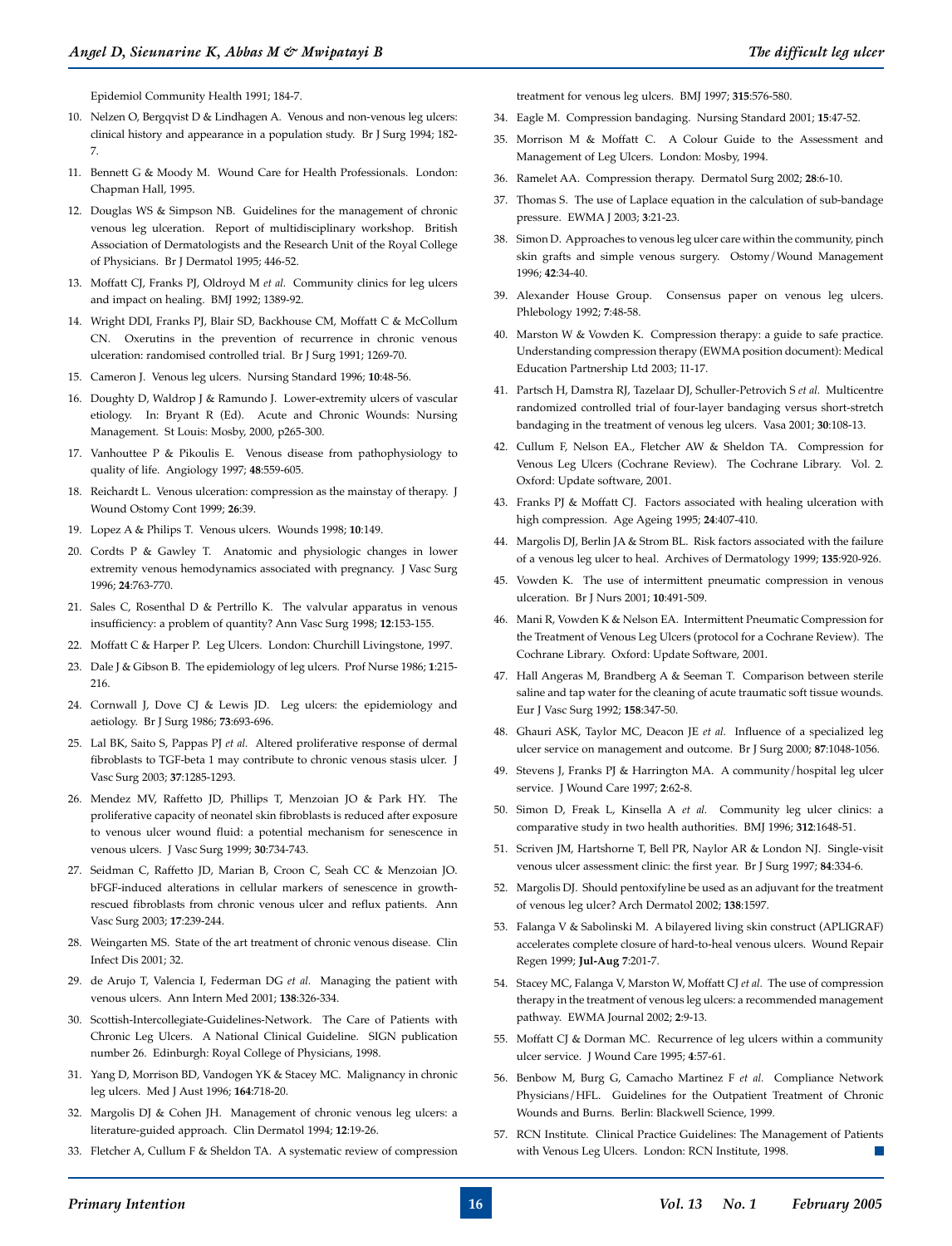Epidemiol Community Health 1991; 184-7.

10. Nelzen O, Bergqvist D & Lindhagen A. Venous and non-venous leg ulcers: clinical history and appearance in a population study. Br J Surg 1994; 182-7.
11. Bennett G & Moody M. Wound Care for Health Professionals. London: Chapman Hall, 1995.
12. Douglas WS & Simpson NB. Guidelines for the management of chronic venous leg ulceration. Report of multidisciplinary workshop. British Association of Dermatologists and the Research Unit of the Royal College of Physicians. Br J Dermatol 1995; 446-52.
13. Moffatt CJ, Franks PJ, Oldroyd M *et al.* Community clinics for leg ulcers and impact on healing. BMJ 1992; 1389-92.
14. Wright DDI, Franks PJ, Blair SD, Backhouse CM, Moffatt C & McCollum CN. Oxerutins in the prevention of recurrence in chronic venous ulceration: randomised controlled trial. Br J Surg 1991; 1269-70.
15. Cameron J. Venous leg ulcers. Nursing Standard 1996; **10**:48-56.
16. Doughty D, Waldrop J & Ramundo J. Lower-extremity ulcers of vascular etiology. In: Bryant R (Ed). Acute and Chronic Wounds: Nursing Management. St Louis: Mosby, 2000, p265-300.
17. Vanhouttee P & Pikoulis E. Venous disease from pathophysiology to quality of life. Angiology 1997; **48**:559-605.
18. Reichardt L. Venous ulceration: compression as the mainstay of therapy. J Wound Ostomy Cont 1999; **26**:39.
19. Lopez A & Philips T. Venous ulcers. Wounds 1998; **10**:149.
20. Cordts P & Gawley T. Anatomic and physiologic changes in lower extremity venous hemodynamics associated with pregnancy. J Vasc Surg 1996; **24**:763-770.
21. Sales C, Rosenthal D & Pertrillo K. The valvular apparatus in venous insufficiency: a problem of quantity? Ann Vasc Surg 1998; **12**:153-155.
22. Moffatt C & Harper P. Leg Ulcers. London: Churchill Livingstone, 1997.
23. Dale J & Gibson B. The epidemiology of leg ulcers. Prof Nurse 1986; **1**:215-216.
24. Cornwall J, Dove CJ & Lewis JD. Leg ulcers: the epidemiology and aetiology. Br J Surg 1986; **73**:693-696.
25. Lal BK, Saito S, Pappas PJ *et al.* Altered proliferative response of dermal fibroblasts to TGF-beta 1 may contribute to chronic venous stasis ulcer. J Vasc Surg 2003; **37**:1285-1293.
26. Mendez MV, Raffetto JD, Phillips T, Menzoian JO & Park HY. The proliferative capacity of neonatel skin fibroblasts is reduced after exposure to venous ulcer wound fluid: a potential mechanism for senescence in venous ulcers. J Vasc Surg 1999; **30**:734-743.
27. Seidman C, Raffetto JD, Marian B, Croon C, Seah CC & Menzoian JO. bFGF-induced alterations in cellular markers of senescence in growth-rescued fibroblasts from chronic venous ulcer and reflux patients. Ann Vasc Surg 2003; **17**:239-244.
28. Weingarten MS. State of the art treatment of chronic venous disease. Clin Infect Dis 2001; 32.
29. de Arujo T, Valencia I, Federman DG *et al.* Managing the patient with venous ulcers. Ann Intern Med 2001; **138**:326-334.
30. Scottish-Intercollegiate-Guidelines-Network. The Care of Patients with Chronic Leg Ulcers. A National Clinical Guideline. SIGN publication number 26. Edinburgh: Royal College of Physicians, 1998.
31. Yang D, Morrison BD, Vandogen YK & Stacey MC. Malignancy in chronic leg ulcers. Med J Aust 1996; **164**:718-20.
32. Margolis DJ & Cohen JH. Management of chronic venous leg ulcers: a literature-guided approach. Clin Dermatol 1994; **12**:19-26.
33. Fletcher A, Cullum F & Sheldon TA. A systematic review of compression treatment for venous leg ulcers. BMJ 1997; **315**:576-580.
34. Eagle M. Compression bandaging. Nursing Standard 2001; **15**:47-52.
35. Morrison M & Moffatt C. A Colour Guide to the Assessment and Management of Leg Ulcers. London: Mosby, 1994.
36. Ramelet AA. Compression therapy. Dermatol Surg 2002; **28**:6-10.
37. Thomas S. The use of Laplace equation in the calculation of sub-bandage pressure. EWMA J 2003; **3**:21-23.
38. Simon D. Approaches to venous leg ulcer care within the community, pinch skin grafts and simple venous surgery. Ostomy/Wound Management 1996; **42**:34-40.
39. Alexander House Group. Consensus paper on venous leg ulcers. Phlebology 1992; **7**:48-58.
40. Marston W & Vowden K. Compression therapy: a guide to safe practice. Understanding compression therapy (EWMA position document): Medical Education Partnership Ltd 2003; 11-17.
41. Partsch H, Damstra RJ, Tazelaar DJ, Schuller-Petrovich S *et al.* Multicentre randomized controlled trial of four-layer bandaging versus short-stretch bandaging in the treatment of venous leg ulcers. Vasa 2001; **30**:108-13.
42. Cullum F, Nelson EA., Fletcher AW & Sheldon TA. Compression for Venous Leg Ulcers (Cochrane Review). The Cochrane Library. Vol. 2. Oxford: Update software, 2001.
43. Franks PJ & Moffatt CJ. Factors associated with healing ulceration with high compression. Age Ageing 1995; **24**:407-410.
44. Margolis DJ, Berlin JA & Strom BL. Risk factors associated with the failure of a venous leg ulcer to heal. Archives of Dermatology 1999; **135**:920-926.
45. Vowden K. The use of intermittent pneumatic compression in venous ulceration. Br J Nurs 2001; **10**:491-509.
46. Mani R, Vowden K & Nelson EA. Intermittent Pneumatic Compression for the Treatment of Venous Leg Ulcers (protocol for a Cochrane Review). The Cochrane Library. Oxford: Update Software, 2001.
47. Hall Angeras M, Brandberg A & Seeman T. Comparison between sterile saline and tap water for the cleaning of acute traumatic soft tissue wounds. Eur J Vasc Surg 1992; **158**:347-50.
48. Ghauri ASK, Taylor MC, Deacon JE *et al.* Influence of a specialized leg ulcer service on management and outcome. Br J Surg 2000; **87**:1048-1056.
49. Stevens J, Franks PJ & Harrington MA. A community/hospital leg ulcer service. J Wound Care 1997; **2**:62-8.
50. Simon D, Freak L, Kinsella A *et al.* Community leg ulcer clinics: a comparative study in two health authorities. BMJ 1996; **312**:1648-51.
51. Scriven JM, Hartshorne T, Bell PR, Naylor AR & London NJ. Single-visit venous ulcer assessment clinic: the first year. Br J Surg 1997; **84**:334-6.
52. Margolis DJ. Should pentoxifyline be used as an adjuvant for the treatment of venous leg ulcer? Arch Dermatol 2002; **138**:1597.
53. Falanga V & Sabolinski M. A bilayered living skin construct (APLIGRAF) accelerates complete closure of hard-to-heal venous ulcers. Wound Repair Regen 1999; **Jul-Aug 7**:201-7.
54. Stacey MC, Falanga V, Marston W, Moffatt CJ *et al.* The use of compression therapy in the treatment of venous leg ulcers: a recommended management pathway. EWMA Journal 2002; **2**:9-13.
55. Moffatt CJ & Dorman MC. Recurrence of leg ulcers within a community ulcer service. J Wound Care 1995; **4**:57-61.
56. Benbow M, Burg G, Camacho Martinez F *et al.* Compliance Network Physicians/HFL. Guidelines for the Outpatient Treatment of Chronic Wounds and Burns. Berlin: Blackwell Science, 1999.
57. RCN Institute. Clinical Practice Guidelines: The Management of Patients with Venous Leg Ulcers. London: RCN Institute, 1998.